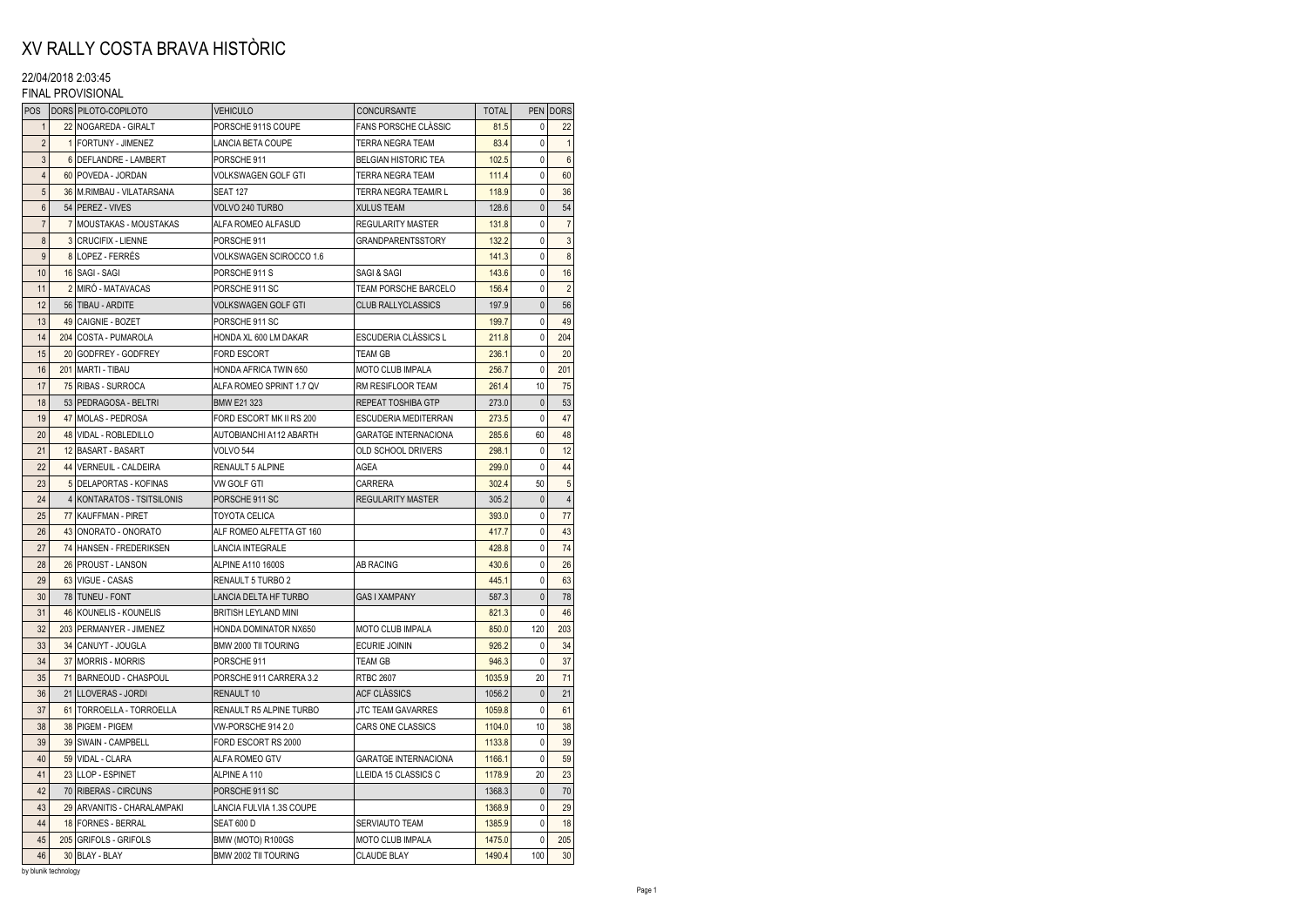# XV RALLY COSTA BRAVA HISTÒRIC

22/04/2018 2:03:45

FINAL PROVISIONAL

| POS | DORS | PILOTO-COPILOTO | VEHICULO | CONCURSANTE | TOTAL | PEN | DORS |
|---|---|---|---|---|---|---|---|
| 1 | 22 | NOGAREDA - GIRALT | PORSCHE 911S COUPE | FANS PORSCHE CLÀSSIC | 81.5 | 0 | 22 |
| 2 | 1 | FORTUNY - JIMENEZ | LANCIA BETA COUPE | TERRA NEGRA TEAM | 83.4 | 0 | 1 |
| 3 | 6 | DEFLANDRE - LAMBERT | PORSCHE 911 | BELGIAN HISTORIC TEA | 102.5 | 0 | 6 |
| 4 | 60 | POVEDA - JORDAN | VOLKSWAGEN GOLF GTI | TERRA NEGRA TEAM | 111.4 | 0 | 60 |
| 5 | 36 | M.RIMBAU - VILATARSANA | SEAT 127 | TERRA NEGRA TEAM/R L | 118.9 | 0 | 36 |
| 6 | 54 | PEREZ - VIVES | VOLVO 240 TURBO | XULUS TEAM | 128.6 | 0 | 54 |
| 7 | 7 | MOUSTAKAS - MOUSTAKAS | ALFA ROMEO ALFASUD | REGULARITY MASTER | 131.8 | 0 | 7 |
| 8 | 3 | CRUCIFIX - LIENNE | PORSCHE 911 | GRANDPARENTSSTORY | 132.2 | 0 | 3 |
| 9 | 8 | LOPEZ - FERRÉS | VOLKSWAGEN SCIROCCO 1.6 | | 141.3 | 0 | 8 |
| 10 | 16 | SAGI - SAGI | PORSCHE 911 S | SAGI & SAGI | 143.6 | 0 | 16 |
| 11 | 2 | MIRÓ - MATAVACAS | PORSCHE 911 SC | TEAM PORSCHE BARCELO | 156.4 | 0 | 2 |
| 12 | 56 | TIBAU - ARDITE | VOLKSWAGEN GOLF GTI | CLUB RALLYCLASSICS | 197.9 | 0 | 56 |
| 13 | 49 | CAIGNIE - BOZET | PORSCHE 911 SC | | 199.7 | 0 | 49 |
| 14 | 204 | COSTA - PUMAROLA | HONDA XL 600 LM DAKAR | ESCUDERIA CLÀSSICS L | 211.8 | 0 | 204 |
| 15 | 20 | GODFREY - GODFREY | FORD ESCORT | TEAM GB | 236.1 | 0 | 20 |
| 16 | 201 | MARTI - TIBAU | HONDA AFRICA TWIN 650 | MOTO CLUB IMPALA | 256.7 | 0 | 201 |
| 17 | 75 | RIBAS - SURROCA | ALFA ROMEO SPRINT 1.7 QV | RM RESIFLOOR TEAM | 261.4 | 10 | 75 |
| 18 | 53 | PEDRAGOSA - BELTRI | BMW E21 323 | REPEAT TOSHIBA GTP | 273.0 | 0 | 53 |
| 19 | 47 | MOLAS - PEDROSA | FORD ESCORT MK II RS 200 | ESCUDERIA MEDITERRAN | 273.5 | 0 | 47 |
| 20 | 48 | VIDAL - ROBLEDILLO | AUTOBIANCHI A112 ABARTH | GARATGE INTERNACIONA | 285.6 | 60 | 48 |
| 21 | 12 | BASART - BASART | VOLVO 544 | OLD SCHOOL DRIVERS | 298.1 | 0 | 12 |
| 22 | 44 | VERNEUIL - CALDEIRA | RENAULT 5 ALPINE | AGEA | 299.0 | 0 | 44 |
| 23 | 5 | DELAPORTAS - KOFINAS | VW GOLF GTI | CARRERA | 302.4 | 50 | 5 |
| 24 | 4 | KONTARATOS - TSITSILONIS | PORSCHE 911 SC | REGULARITY MASTER | 305.2 | 0 | 4 |
| 25 | 77 | KAUFFMAN - PIRET | TOYOTA CELICA | | 393.0 | 0 | 77 |
| 26 | 43 | ONORATO - ONORATO | ALF ROMEO ALFETTA GT 160 | | 417.7 | 0 | 43 |
| 27 | 74 | HANSEN - FREDERIKSEN | LANCIA INTEGRALE | | 428.8 | 0 | 74 |
| 28 | 26 | PROUST - LANSON | ALPINE A110 1600S | AB RACING | 430.6 | 0 | 26 |
| 29 | 63 | VIGUE - CASAS | RENAULT 5 TURBO 2 | | 445.1 | 0 | 63 |
| 30 | 78 | TUNEU - FONT | LANCIA DELTA HF TURBO | GAS I XAMPANY | 587.3 | 0 | 78 |
| 31 | 46 | KOUNELIS - KOUNELIS | BRITISH LEYLAND MINI | | 821.3 | 0 | 46 |
| 32 | 203 | PERMANYER - JIMENEZ | HONDA DOMINATOR NX650 | MOTO CLUB IMPALA | 850.0 | 120 | 203 |
| 33 | 34 | CANUYT - JOUGLA | BMW 2000 TII TOURING | ECURIE JOININ | 926.2 | 0 | 34 |
| 34 | 37 | MORRIS - MORRIS | PORSCHE 911 | TEAM GB | 946.3 | 0 | 37 |
| 35 | 71 | BARNEOUD - CHASPOUL | PORSCHE 911 CARRERA 3.2 | RTBC 2607 | 1035.9 | 20 | 71 |
| 36 | 21 | LLOVERAS - JORDI | RENAULT 10 | ACF CLÀSSICS | 1056.2 | 0 | 21 |
| 37 | 61 | TORROELLA - TORROELLA | RENAULT R5 ALPINE TURBO | JTC TEAM GAVARRES | 1059.8 | 0 | 61 |
| 38 | 38 | PIGEM - PIGEM | VW-PORSCHE 914 2.0 | CARS ONE CLASSICS | 1104.0 | 10 | 38 |
| 39 | 39 | SWAIN - CAMPBELL | FORD ESCORT RS 2000 | | 1133.8 | 0 | 39 |
| 40 | 59 | VIDAL - CLARA | ALFA ROMEO GTV | GARATGE INTERNACIONA | 1166.1 | 0 | 59 |
| 41 | 23 | LLOP - ESPINET | ALPINE A 110 | LLEIDA 15 CLASSICS C | 1178.9 | 20 | 23 |
| 42 | 70 | RIBERAS - CIRCUNS | PORSCHE 911 SC | | 1368.3 | 0 | 70 |
| 43 | 29 | ARVANITIS - CHARALAMPAKI | LANCIA FULVIA 1.3S COUPE | | 1368.9 | 0 | 29 |
| 44 | 18 | FORNES - BERRAL | SEAT 600 D | SERVIAUTO TEAM | 1385.9 | 0 | 18 |
| 45 | 205 | GRIFOLS - GRIFOLS | BMW (MOTO) R100GS | MOTO CLUB IMPALA | 1475.0 | 0 | 205 |
| 46 | 30 | BLAY - BLAY | BMW 2002 TII TOURING | CLAUDE BLAY | 1490.4 | 100 | 30 |

by blunik technology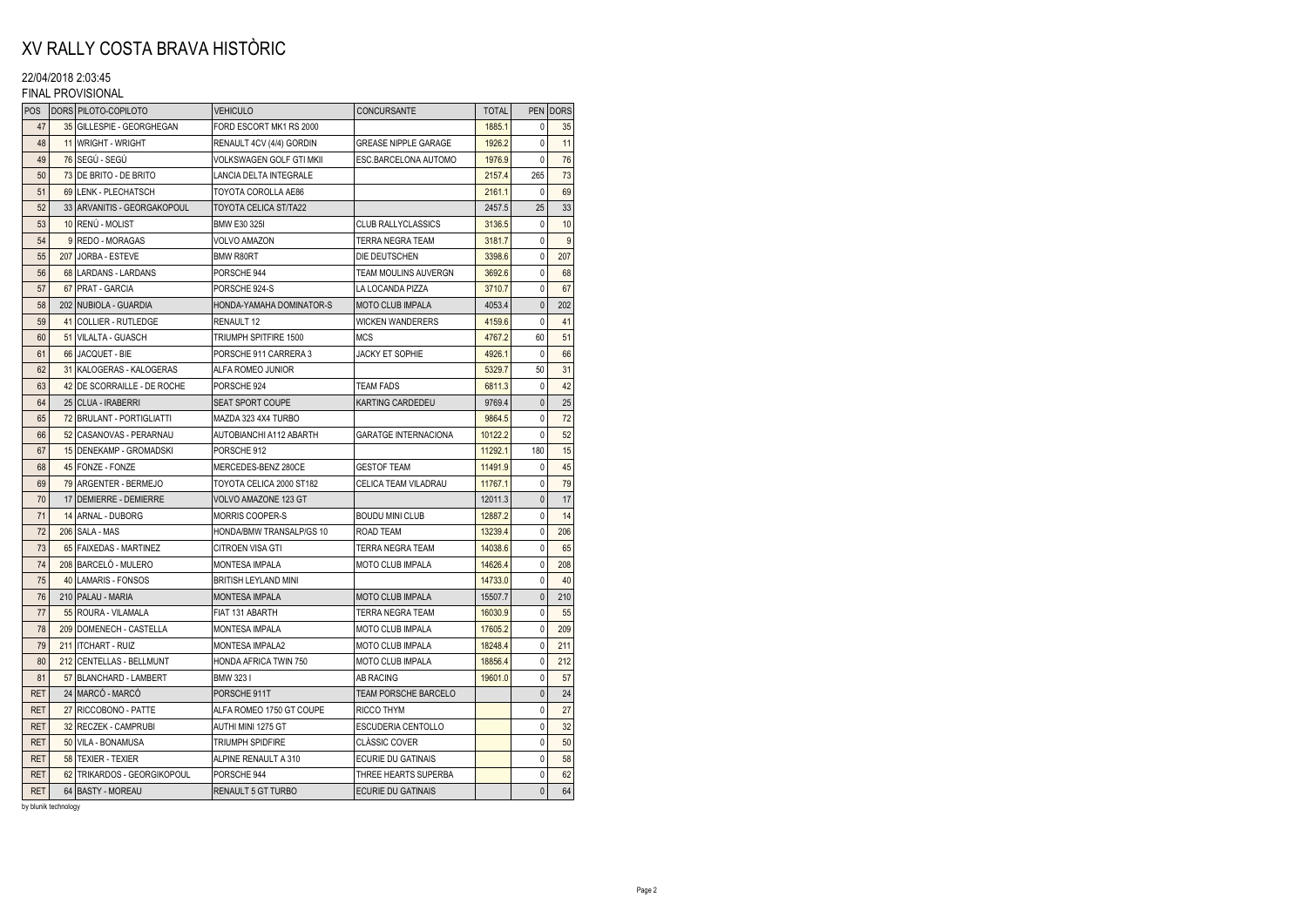# XV RALLY COSTA BRAVA HISTÒRIC

22/04/2018 2:03:45

FINAL PROVISIONAL

| POS | DORS | PILOTO-COPILOTO | VEHICULO | CONCURSANTE | TOTAL | PEN | DORS |
|---|---|---|---|---|---|---|---|
| 47 | 35 | GILLESPIE - GEORGHEGAN | FORD ESCORT MK1 RS 2000 | | 1885.1 | 0 | 35 |
| 48 | 11 | WRIGHT - WRIGHT | RENAULT 4CV (4/4) GORDIN | GREASE NIPPLE GARAGE | 1926.2 | 0 | 11 |
| 49 | 76 | SEGÚ - SEGÚ | VOLKSWAGEN GOLF GTI MKII | ESC.BARCELONA AUTOMO | 1976.9 | 0 | 76 |
| 50 | 73 | DE BRITO - DE BRITO | LANCIA DELTA INTEGRALE | | 2157.4 | 265 | 73 |
| 51 | 69 | LENK - PLECHATSCH | TOYOTA COROLLA AE86 | | 2161.1 | 0 | 69 |
| 52 | 33 | ARVANITIS - GEORGAKOPOUL | TOYOTA CELICA ST/TA22 | | 2457.5 | 25 | 33 |
| 53 | 10 | RENÚ - MOLIST | BMW E30 325I | CLUB RALLYCLASSICS | 3136.5 | 0 | 10 |
| 54 | 9 | REDO - MORAGAS | VOLVO AMAZON | TERRA NEGRA TEAM | 3181.7 | 0 | 9 |
| 55 | 207 | JORBA - ESTEVE | BMW R80RT | DIE DEUTSCHEN | 3398.6 | 0 | 207 |
| 56 | 68 | LARDANS - LARDANS | PORSCHE 944 | TEAM MOULINS AUVERGN | 3692.6 | 0 | 68 |
| 57 | 67 | PRAT - GARCIA | PORSCHE 924-S | LA LOCANDA PIZZA | 3710.7 | 0 | 67 |
| 58 | 202 | NUBIOLA - GUARDIA | HONDA-YAMAHA DOMINATOR-S | MOTO CLUB IMPALA | 4053.4 | 0 | 202 |
| 59 | 41 | COLLIER - RUTLEDGE | RENAULT 12 | WICKEN WANDERERS | 4159.6 | 0 | 41 |
| 60 | 51 | VILALTA - GUASCH | TRIUMPH SPITFIRE 1500 | MCS | 4767.2 | 60 | 51 |
| 61 | 66 | JACQUET - BIE | PORSCHE 911 CARRERA 3 | JACKY ET SOPHIE | 4926.1 | 0 | 66 |
| 62 | 31 | KALOGERAS - KALOGERAS | ALFA ROMEO JUNIOR | | 5329.7 | 50 | 31 |
| 63 | 42 | DE SCORRAILLE - DE ROCHE | PORSCHE 924 | TEAM FADS | 6811.3 | 0 | 42 |
| 64 | 25 | CLUA - IRABERRI | SEAT SPORT COUPE | KARTING CARDEDEU | 9769.4 | 0 | 25 |
| 65 | 72 | BRULANT - PORTIGLIATTI | MAZDA 323 4X4 TURBO | | 9864.5 | 0 | 72 |
| 66 | 52 | CASANOVAS - PERARNAU | AUTOBIANCHI A112 ABARTH | GARATGE INTERNACIONA | 10122.2 | 0 | 52 |
| 67 | 15 | DENEKAMP - GROMADSKI | PORSCHE 912 | | 11292.1 | 180 | 15 |
| 68 | 45 | FONZE - FONZE | MERCEDES-BENZ 280CE | GESTOF TEAM | 11491.9 | 0 | 45 |
| 69 | 79 | ARGENTER - BERMEJO | TOYOTA CELICA 2000 ST182 | CELICA TEAM VILADRAU | 11767.1 | 0 | 79 |
| 70 | 17 | DEMIERRE - DEMIERRE | VOLVO AMAZONE 123 GT | | 12011.3 | 0 | 17 |
| 71 | 14 | ARNAL - DUBORG | MORRIS COOPER-S | BOUDU MINI CLUB | 12887.2 | 0 | 14 |
| 72 | 206 | SALA - MAS | HONDA/BMW TRANSALP/GS 10 | ROAD TEAM | 13239.4 | 0 | 206 |
| 73 | 65 | FAIXEDAS - MARTINEZ | CITROEN VISA GTI | TERRA NEGRA TEAM | 14038.6 | 0 | 65 |
| 74 | 208 | BARCELÓ - MULERO | MONTESA IMPALA | MOTO CLUB IMPALA | 14626.4 | 0 | 208 |
| 75 | 40 | LAMARIS - FONSOS | BRITISH LEYLAND MINI | | 14733.0 | 0 | 40 |
| 76 | 210 | PALAU - MARIA | MONTESA IMPALA | MOTO CLUB IMPALA | 15507.7 | 0 | 210 |
| 77 | 55 | ROURA - VILAMALA | FIAT 131 ABARTH | TERRA NEGRA TEAM | 16030.9 | 0 | 55 |
| 78 | 209 | DOMENECH - CASTELLA | MONTESA IMPALA | MOTO CLUB IMPALA | 17605.2 | 0 | 209 |
| 79 | 211 | ITCHART - RUIZ | MONTESA IMPALA2 | MOTO CLUB IMPALA | 18248.4 | 0 | 211 |
| 80 | 212 | CENTELLAS - BELLMUNT | HONDA AFRICA TWIN 750 | MOTO CLUB IMPALA | 18856.4 | 0 | 212 |
| 81 | 57 | BLANCHARD - LAMBERT | BMW 323 I | AB RACING | 19601.0 | 0 | 57 |
| RET | 24 | MARCÓ - MARCÓ | PORSCHE 911T | TEAM PORSCHE BARCELO | | 0 | 24 |
| RET | 27 | RICCOBONO - PATTE | ALFA ROMEO 1750 GT COUPE | RICCO THYM | | 0 | 27 |
| RET | 32 | RECZEK - CAMPRUBI | AUTHI MINI 1275 GT | ESCUDERIA CENTOLLO | | 0 | 32 |
| RET | 50 | VILA - BONAMUSA | TRIUMPH SPIDFIRE | CLÀSSIC COVER | | 0 | 50 |
| RET | 58 | TEXIER - TEXIER | ALPINE RENAULT A 310 | ECURIE DU GATINAIS | | 0 | 58 |
| RET | 62 | TRIKARDOS - GEORGIKOPOUL | PORSCHE 944 | THREE HEARTS SUPERBA | | 0 | 62 |
| RET | 64 | BASTY - MOREAU | RENAULT 5 GT TURBO | ECURIE DU GATINAIS | | 0 | 64 |

by blunik technology